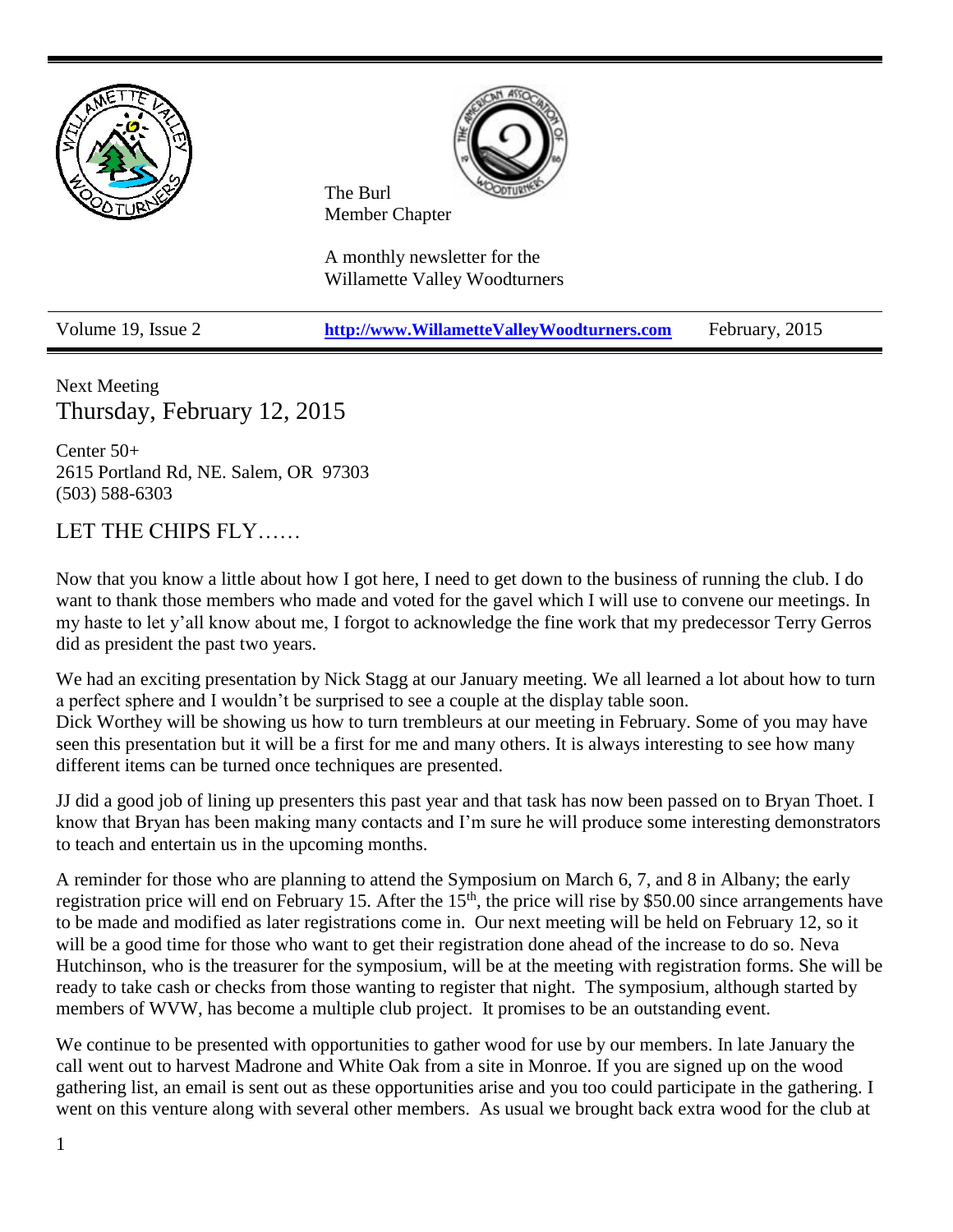The Burl
Member Chapter

A monthly newsletter for the Willamette Valley Woodturners

| Volume 19, Issue 2 | http://www.WillametteValleyWoodturners.com | February, 2015 |
|---|---|---|

Next Meeting

## Thursday, February 12, 2015

Center 50+
2615 Portland Rd, NE. Salem, OR 97303
(503) 588-6303

## LET THE CHIPS FLY……

Now that you know a little about how I got here, I need to get down to the business of running the club. I do want to thank those members who made and voted for the gavel which I will use to convene our meetings. In my haste to let y'all know about me, I forgot to acknowledge the fine work that my predecessor Terry Gerros did as president the past two years.

We had an exciting presentation by Nick Stagg at our January meeting. We all learned a lot about how to turn a perfect sphere and I wouldn't be surprised to see a couple at the display table soon.
Dick Worthey will be showing us how to turn trembleurs at our meeting in February. Some of you may have seen this presentation but it will be a first for me and many others. It is always interesting to see how many different items can be turned once techniques are presented.

JJ did a good job of lining up presenters this past year and that task has now been passed on to Bryan Thoet. I know that Bryan has been making many contacts and I'm sure he will produce some interesting demonstrators to teach and entertain us in the upcoming months.

A reminder for those who are planning to attend the Symposium on March 6, 7, and 8 in Albany; the early registration price will end on February 15. After the 15th, the price will rise by $50.00 since arrangements have to be made and modified as later registrations come in. Our next meeting will be held on February 12, so it will be a good time for those who want to get their registration done ahead of the increase to do so. Neva Hutchinson, who is the treasurer for the symposium, will be at the meeting with registration forms. She will be ready to take cash or checks from those wanting to register that night. The symposium, although started by members of WVW, has become a multiple club project. It promises to be an outstanding event.

We continue to be presented with opportunities to gather wood for use by our members. In late January the call went out to harvest Madrone and White Oak from a site in Monroe. If you are signed up on the wood gathering list, an email is sent out as these opportunities arise and you too could participate in the gathering. I went on this venture along with several other members. As usual we brought back extra wood for the club at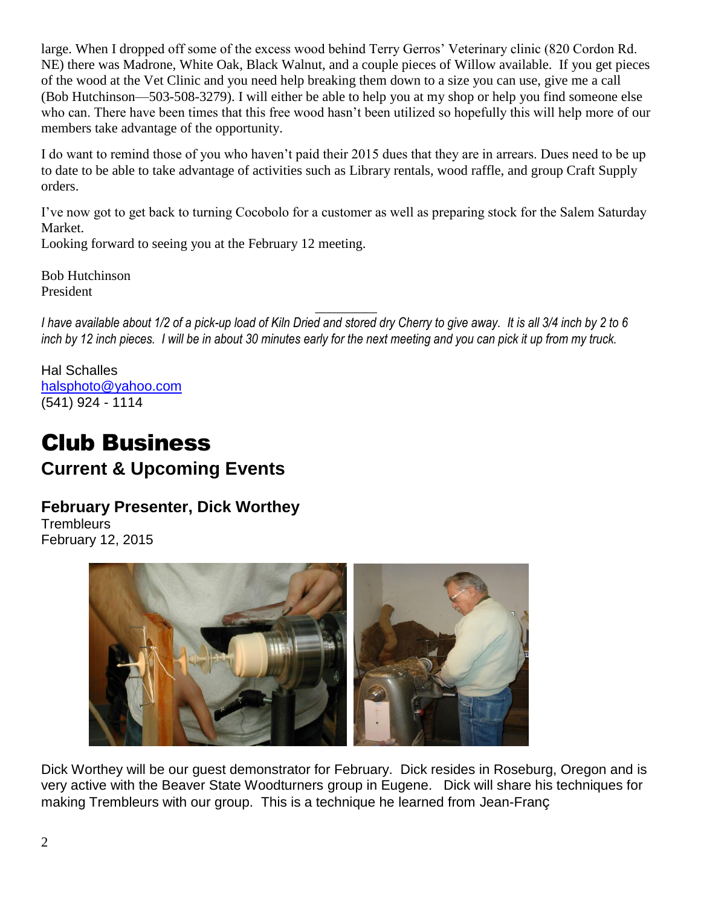large. When I dropped off some of the excess wood behind Terry Gerros' Veterinary clinic (820 Cordon Rd. NE) there was Madrone, White Oak, Black Walnut, and a couple pieces of Willow available. If you get pieces of the wood at the Vet Clinic and you need help breaking them down to a size you can use, give me a call (Bob Hutchinson—503-508-3279). I will either be able to help you at my shop or help you find someone else who can. There have been times that this free wood hasn't been utilized so hopefully this will help more of our members take advantage of the opportunity.

I do want to remind those of you who haven't paid their 2015 dues that they are in arrears. Dues need to be up to date to be able to take advantage of activities such as Library rentals, wood raffle, and group Craft Supply orders.

I've now got to get back to turning Cocobolo for a customer as well as preparing stock for the Salem Saturday Market.
Looking forward to seeing you at the February 12 meeting.

Bob Hutchinson
President

---

*I have available about 1/2 of a pick-up load of Kiln Dried and stored dry Cherry to give away. It is all 3/4 inch by 2 to 6 inch by 12 inch pieces. I will be in about 30 minutes early for the next meeting and you can pick it up from my truck.*

Hal Schalles
halsphoto@yahoo.com
(541) 924 - 1114

# Club Business

## Current & Upcoming Events

### February Presenter, Dick Worthey

Trembleurs
February 12, 2015

Dick Worthey will be our guest demonstrator for February. Dick resides in Roseburg, Oregon and is very active with the Beaver State Woodturners group in Eugene. Dick will share his techniques for making Trembleurs with our group. This is a technique he learned from Jean-Franç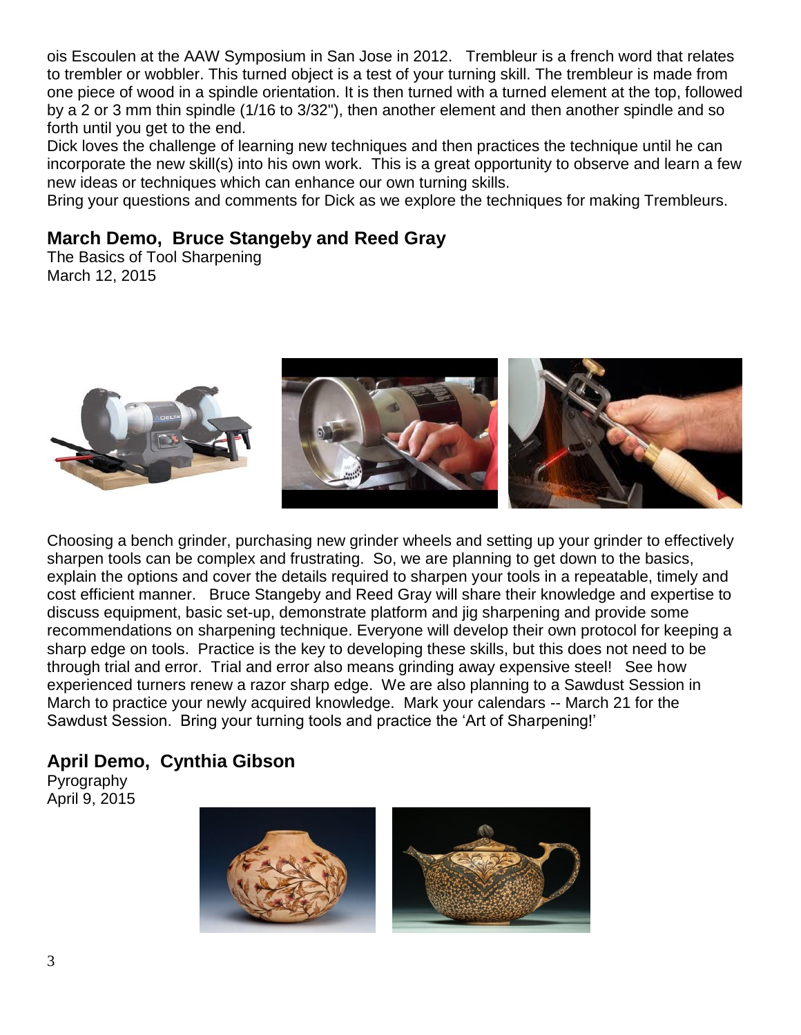ois Escoulen at the AAW Symposium in San Jose in 2012. Trembleur is a french word that relates to trembler or wobbler. This turned object is a test of your turning skill. The trembleur is made from one piece of wood in a spindle orientation. It is then turned with a turned element at the top, followed by a 2 or 3 mm thin spindle (1/16 to 3/32"), then another element and then another spindle and so forth until you get to the end.

Dick loves the challenge of learning new techniques and then practices the technique until he can incorporate the new skill(s) into his own work. This is a great opportunity to observe and learn a few new ideas or techniques which can enhance our own turning skills.

Bring your questions and comments for Dick as we explore the techniques for making Trembleurs.

## March Demo, Bruce Stangeby and Reed Gray

The Basics of Tool Sharpening
March 12, 2015

Choosing a bench grinder, purchasing new grinder wheels and setting up your grinder to effectively sharpen tools can be complex and frustrating. So, we are planning to get down to the basics, explain the options and cover the details required to sharpen your tools in a repeatable, timely and cost efficient manner. Bruce Stangeby and Reed Gray will share their knowledge and expertise to discuss equipment, basic set-up, demonstrate platform and jig sharpening and provide some recommendations on sharpening technique. Everyone will develop their own protocol for keeping a sharp edge on tools. Practice is the key to developing these skills, but this does not need to be through trial and error. Trial and error also means grinding away expensive steel! See how experienced turners renew a razor sharp edge. We are also planning to a Sawdust Session in March to practice your newly acquired knowledge. Mark your calendars -- March 21 for the Sawdust Session. Bring your turning tools and practice the 'Art of Sharpening!'

## April Demo, Cynthia Gibson

Pyrography
April 9, 2015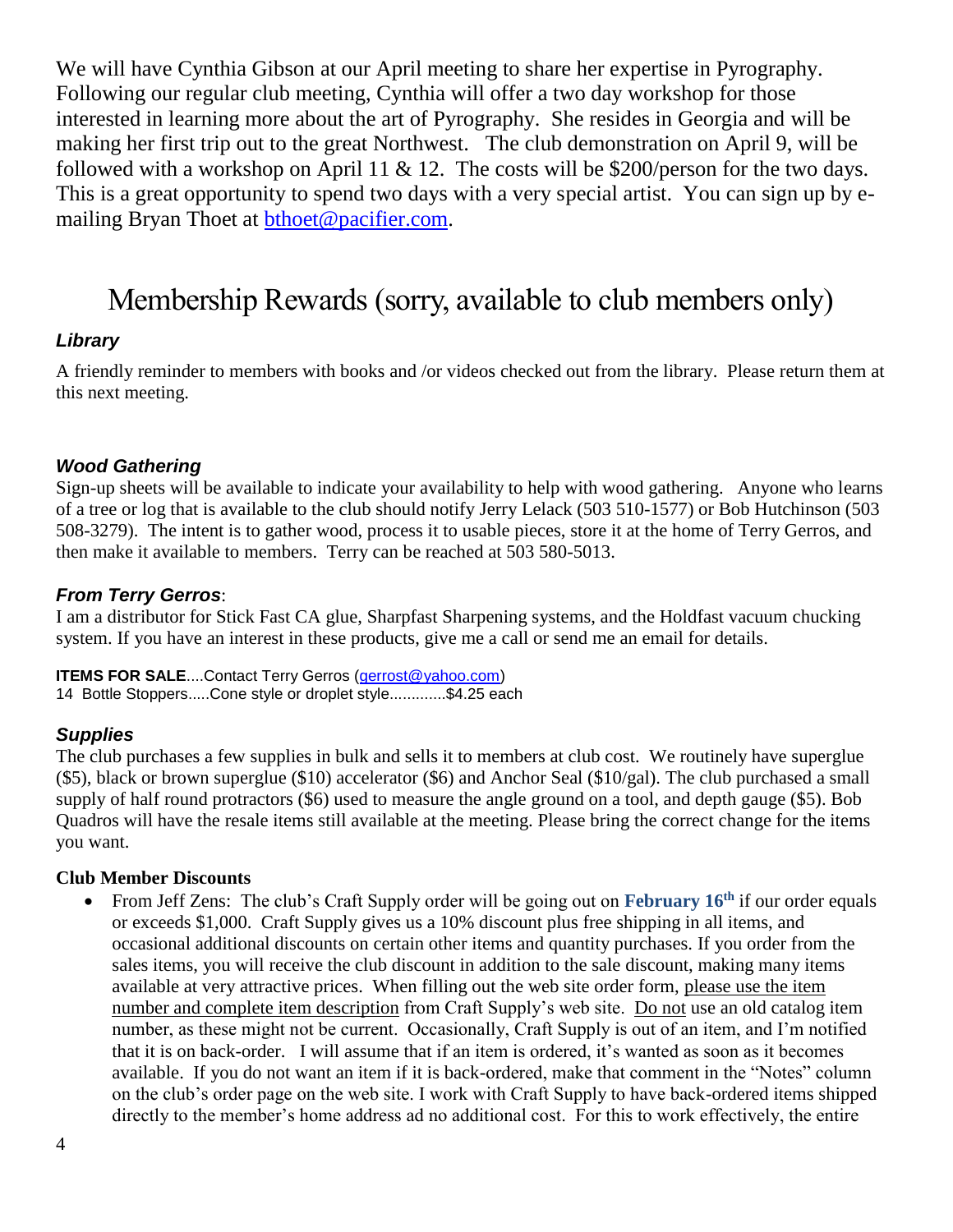We will have Cynthia Gibson at our April meeting to share her expertise in Pyrography. Following our regular club meeting, Cynthia will offer a two day workshop for those interested in learning more about the art of Pyrography. She resides in Georgia and will be making her first trip out to the great Northwest. The club demonstration on April 9, will be followed with a workshop on April 11 & 12. The costs will be $200/person for the two days. This is a great opportunity to spend two days with a very special artist. You can sign up by e-mailing Bryan Thoet at [bthoet@pacifier.com](mailto:bthoet@pacifier.com).

# Membership Rewards (sorry, available to club members only)

### *Library*

A friendly reminder to members with books and /or videos checked out from the library. Please return them at this next meeting.

### *Wood Gathering*

Sign-up sheets will be available to indicate your availability to help with wood gathering. Anyone who learns of a tree or log that is available to the club should notify Jerry Lelack (503 510-1577) or Bob Hutchinson (503 508-3279). The intent is to gather wood, process it to usable pieces, store it at the home of Terry Gerros, and then make it available to members. Terry can be reached at 503 580-5013.

### *From Terry Gerros*:

I am a distributor for Stick Fast CA glue, Sharpfast Sharpening systems, and the Holdfast vacuum chucking system. If you have an interest in these products, give me a call or send me an email for details.

**ITEMS FOR SALE**....Contact Terry Gerros ([gerrost@yahoo.com](mailto:gerrost@yahoo.com))
14 Bottle Stoppers.....Cone style or droplet style.............$4.25 each

### *Supplies*

The club purchases a few supplies in bulk and sells it to members at club cost. We routinely have superglue ($5), black or brown superglue ($10) accelerator ($6) and Anchor Seal ($10/gal). The club purchased a small supply of half round protractors ($6) used to measure the angle ground on a tool, and depth gauge ($5). Bob Quadros will have the resale items still available at the meeting. Please bring the correct change for the items you want.

**Club Member Discounts**

- From Jeff Zens: The club's Craft Supply order will be going out on **February 16th** if our order equals or exceeds $1,000. Craft Supply gives us a 10% discount plus free shipping in all items, and occasional additional discounts on certain other items and quantity purchases. If you order from the sales items, you will receive the club discount in addition to the sale discount, making many items available at very attractive prices. When filling out the web site order form, please use the item number and complete item description from Craft Supply's web site. Do not use an old catalog item number, as these might not be current. Occasionally, Craft Supply is out of an item, and I'm notified that it is on back-order. I will assume that if an item is ordered, it's wanted as soon as it becomes available. If you do not want an item if it is back-ordered, make that comment in the "Notes" column on the club's order page on the web site. I work with Craft Supply to have back-ordered items shipped directly to the member's home address ad no additional cost. For this to work effectively, the entire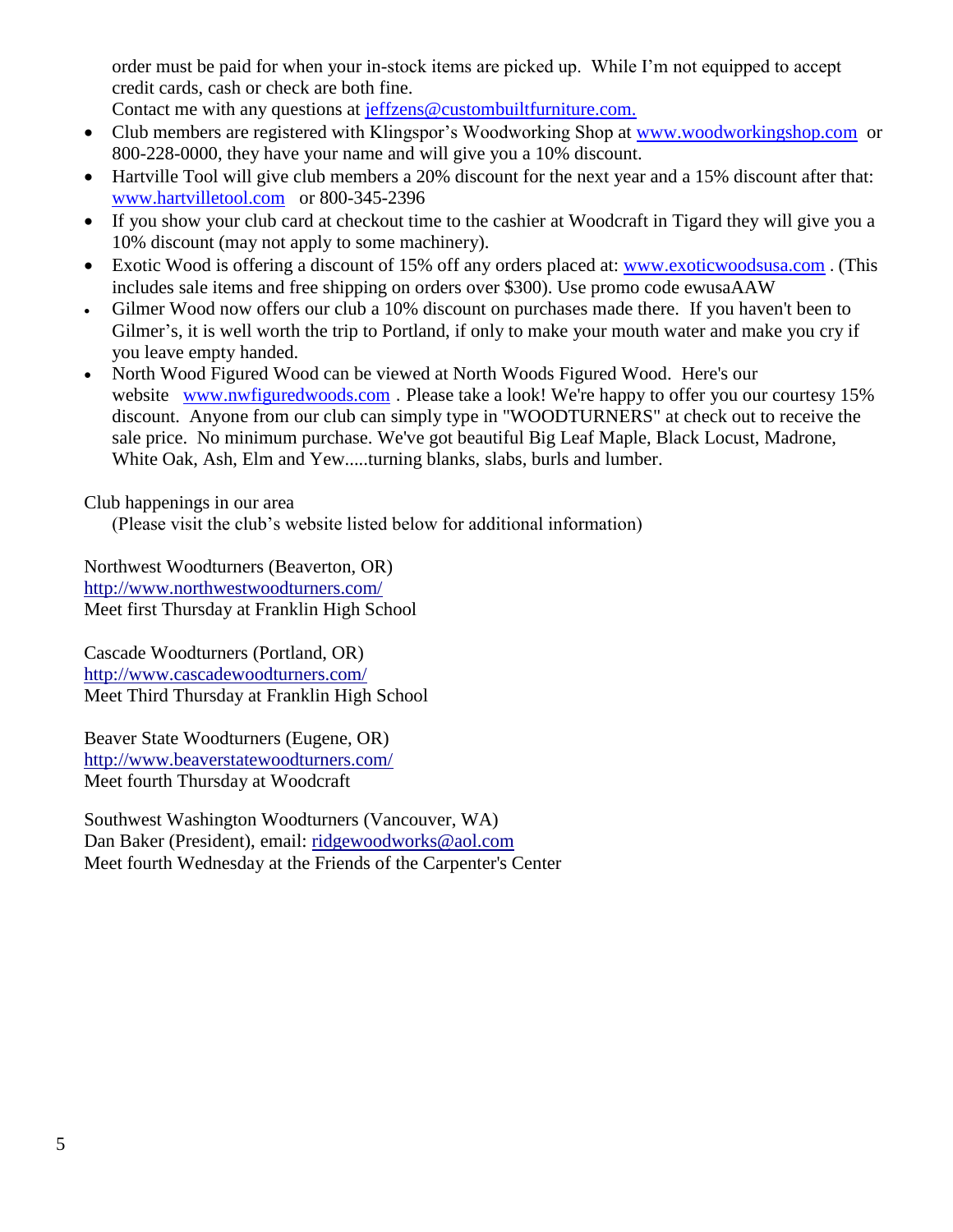order must be paid for when your in-stock items are picked up. While I'm not equipped to accept credit cards, cash or check are both fine.
Contact me with any questions at jeffzens@custombuiltfurniture.com.

- Club members are registered with Klingspor's Woodworking Shop at www.woodworkingshop.com or 800-228-0000, they have your name and will give you a 10% discount.
- Hartville Tool will give club members a 20% discount for the next year and a 15% discount after that: www.hartvilletool.com or 800-345-2396
- If you show your club card at checkout time to the cashier at Woodcraft in Tigard they will give you a 10% discount (may not apply to some machinery).
- Exotic Wood is offering a discount of 15% off any orders placed at: www.exoticwoodsusa.com . (This includes sale items and free shipping on orders over $300). Use promo code ewusaAAW
- Gilmer Wood now offers our club a 10% discount on purchases made there. If you haven't been to Gilmer's, it is well worth the trip to Portland, if only to make your mouth water and make you cry if you leave empty handed.
- North Wood Figured Wood can be viewed at North Woods Figured Wood. Here's our website www.nwfiguredwoods.com . Please take a look! We're happy to offer you our courtesy 15% discount. Anyone from our club can simply type in "WOODTURNERS" at check out to receive the sale price. No minimum purchase. We've got beautiful Big Leaf Maple, Black Locust, Madrone, White Oak, Ash, Elm and Yew.....turning blanks, slabs, burls and lumber.

Club happenings in our area
(Please visit the club's website listed below for additional information)

Northwest Woodturners (Beaverton, OR)
http://www.northwestwoodturners.com/
Meet first Thursday at Franklin High School

Cascade Woodturners (Portland, OR)
http://www.cascadewoodturners.com/
Meet Third Thursday at Franklin High School

Beaver State Woodturners (Eugene, OR)
http://www.beaverstatewoodturners.com/
Meet fourth Thursday at Woodcraft

Southwest Washington Woodturners (Vancouver, WA)
Dan Baker (President), email: ridgewoodworks@aol.com
Meet fourth Wednesday at the Friends of the Carpenter's Center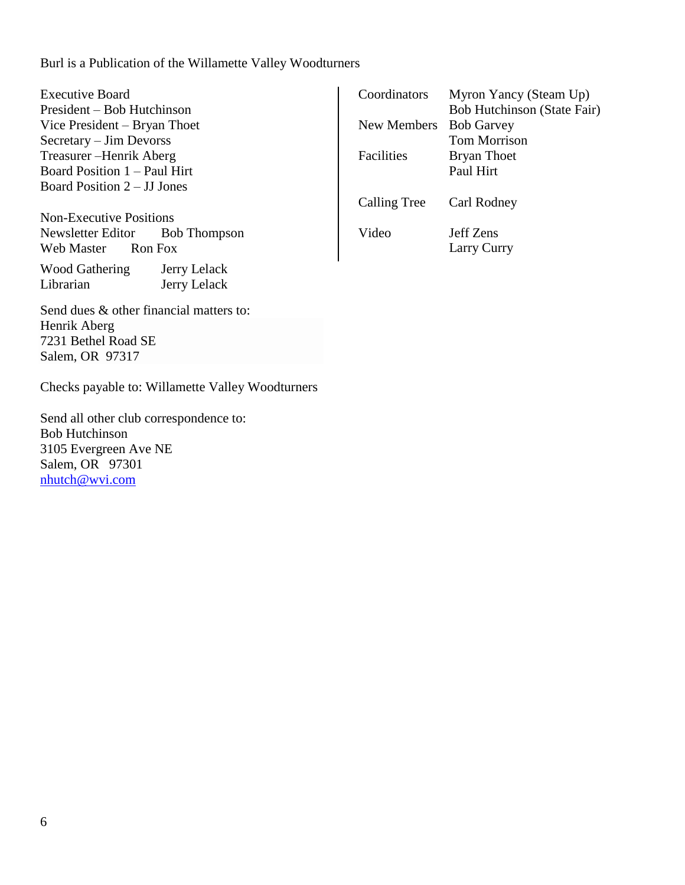Burl is a Publication of the Willamette Valley Woodturners

Executive Board
President – Bob Hutchinson
Vice President – Bryan Thoet
Secretary – Jim Devorss
Treasurer –Henrik Aberg
Board Position 1 – Paul Hirt
Board Position 2 – JJ Jones

Non-Executive Positions

| | |
|---|---|
| Newsletter Editor | Bob Thompson |
| Web Master | Ron Fox |
| Wood Gathering | Jerry Lelack |
| Librarian | Jerry Lelack |

Send dues & other financial matters to:
Henrik Aberg
7231 Bethel Road SE
Salem, OR 97317

Checks payable to: Willamette Valley Woodturners

Send all other club correspondence to:
Bob Hutchinson
3105 Evergreen Ave NE
Salem, OR 97301
nhutch@wvi.com

| | |
|---|---|
| Coordinators | Myron Yancy (Steam Up) |
| | Bob Hutchinson (State Fair) |
| New Members | Bob Garvey |
| | Tom Morrison |
| Facilities | Bryan Thoet |
| | Paul Hirt |
| Calling Tree | Carl Rodney |
| Video | Jeff Zens |
| | Larry Curry |